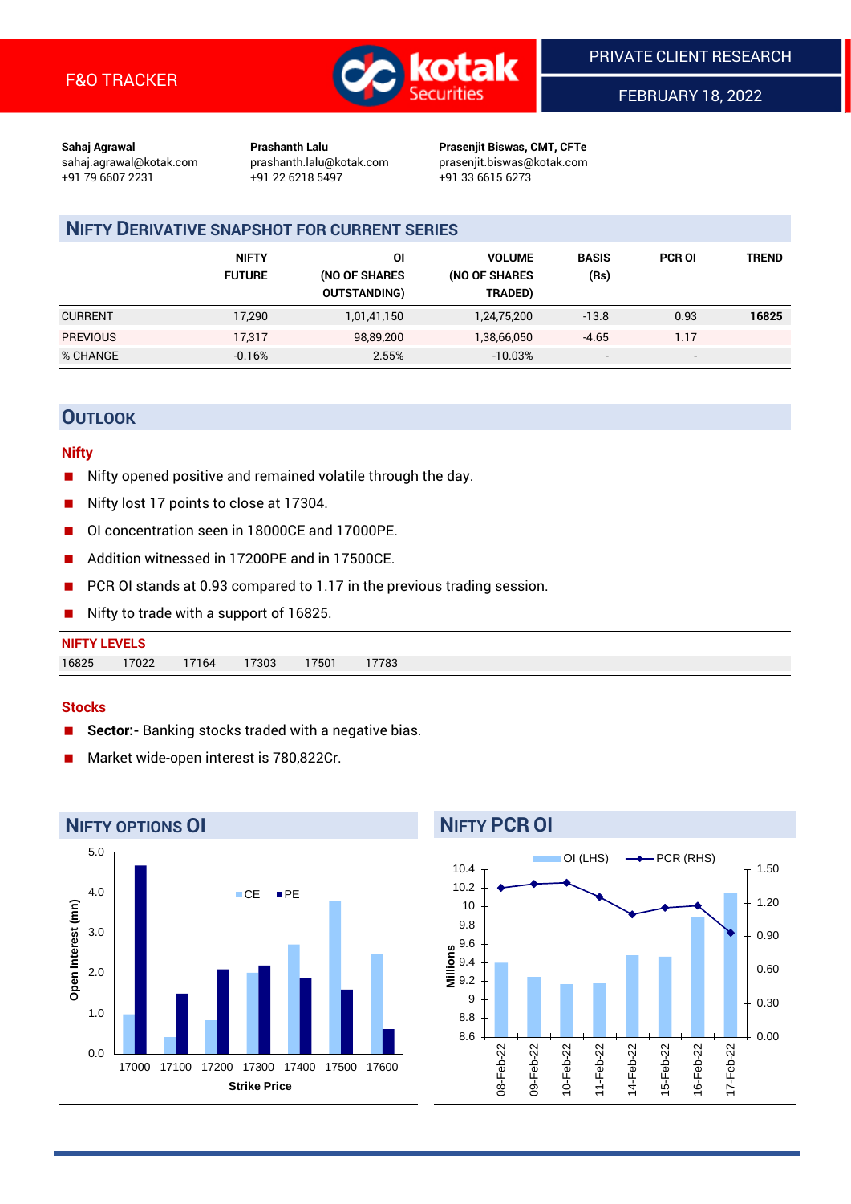F&O TRACKER

PRIVATE CLIENT RESEARCH

FEBRUARY 18, 2022

**Sahaj Agrawal**
sahaj.agrawal@kotak.com
+91 79 6607 2231

**Prashanth Lalu**
prashanth.lalu@kotak.com
+91 22 6218 5497

**Prasenjit Biswas, CMT, CFTe**
prasenjit.biswas@kotak.com
+91 33 6615 6273

## NIFTY DERIVATIVE SNAPSHOT FOR CURRENT SERIES

| | NIFTY FUTURE | OI (NO OF SHARES OUTSTANDING) | VOLUME (NO OF SHARES TRADED) | BASIS (Rs) | PCR OI | TREND |
|---|---|---|---|---|---|---|
| CURRENT | 17,290 | 1,01,41,150 | 1,24,75,200 | -13.8 | 0.93 | **16825** |
| PREVIOUS | 17,317 | 98,89,200 | 1,38,66,050 | -4.65 | 1.17 | |
| % CHANGE | -0.16% | 2.55% | -10.03% | - | - | |

## OUTLOOK

### Nifty

- Nifty opened positive and remained volatile through the day.
- Nifty lost 17 points to close at 17304.
- OI concentration seen in 18000CE and 17000PE.
- Addition witnessed in 17200PE and in 17500CE.
- PCR OI stands at 0.93 compared to 1.17 in the previous trading session.
- Nifty to trade with a support of 16825.

**NIFTY LEVELS**

| 16825 | 17022 | 17164 | 17303 | 17501 | 17783 |
|---|---|---|---|---|---|

### Stocks

- **Sector:-** Banking stocks traded with a negative bias.
- Market wide-open interest is 780,822Cr.

## NIFTY OPTIONS OI

| Strike Price | CE (mn) | PE (mn) |
|---|---|---|
| 17000 | ~1.0 | ~4.7 |
| 17100 | ~0.4 | ~1.5 |
| 17200 | ~0.8 | ~2.1 |
| 17300 | ~2.0 | ~2.2 |
| 17400 | ~2.7 | ~1.9 |
| 17500 | ~3.8 | ~1.6 |
| 17600 | ~2.5 | ~0.6 |

## NIFTY PCR OI

| Date | OI (LHS, Millions) | PCR (RHS) |
|---|---|---|
| 08-Feb-22 | ~9.4 | ~1.34 |
| 09-Feb-22 | ~9.25 | ~1.37 |
| 10-Feb-22 | ~9.17 | ~1.38 |
| 11-Feb-22 | ~9.18 | ~1.26 |
| 14-Feb-22 | ~9.48 | ~1.10 |
| 15-Feb-22 | ~9.47 | ~1.16 |
| 16-Feb-22 | ~9.89 | ~1.17 |
| 17-Feb-22 | ~10.14 | ~0.93 |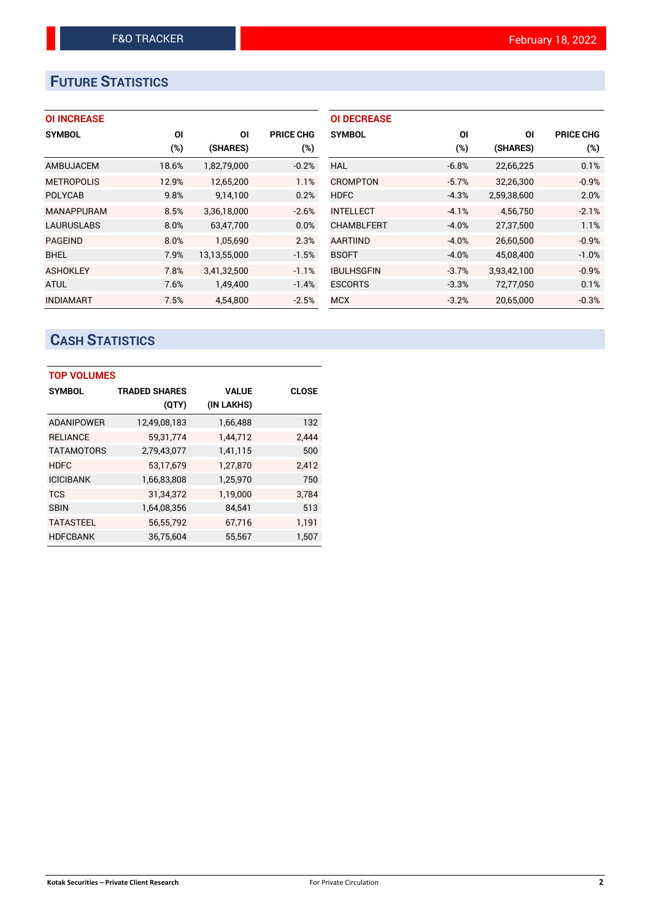# FUTURE STATISTICS

### OI INCREASE

| SYMBOL | OI (%) | OI (SHARES) | PRICE CHG (%) |
|---|---|---|---|
| AMBUJACEM | 18.6% | 1,82,79,000 | -0.2% |
| METROPOLIS | 12.9% | 12,65,200 | 1.1% |
| POLYCAB | 9.8% | 9,14,100 | 0.2% |
| MANAPPURAM | 8.5% | 3,36,18,000 | -2.6% |
| LAURUSLABS | 8.0% | 63,47,700 | 0.0% |
| PAGEIND | 8.0% | 1,05,690 | 2.3% |
| BHEL | 7.9% | 13,13,55,000 | -1.5% |
| ASHOKLEY | 7.8% | 3,41,32,500 | -1.1% |
| ATUL | 7.6% | 1,49,400 | -1.4% |
| INDIAMART | 7.5% | 4,54,800 | -2.5% |

### OI DECREASE

| SYMBOL | OI (%) | OI (SHARES) | PRICE CHG (%) |
|---|---|---|---|
| HAL | -6.8% | 22,66,225 | 0.1% |
| CROMPTON | -5.7% | 32,26,300 | -0.9% |
| HDFC | -4.3% | 2,59,38,600 | 2.0% |
| INTELLECT | -4.1% | 4,56,750 | -2.1% |
| CHAMBLFERT | -4.0% | 27,37,500 | 1.1% |
| AARTIIND | -4.0% | 26,60,500 | -0.9% |
| BSOFT | -4.0% | 45,08,400 | -1.0% |
| IBULHSGFIN | -3.7% | 3,93,42,100 | -0.9% |
| ESCORTS | -3.3% | 72,77,050 | 0.1% |
| MCX | -3.2% | 20,65,000 | -0.3% |

# CASH STATISTICS

### TOP VOLUMES

| SYMBOL | TRADED SHARES (QTY) | VALUE (IN LAKHS) | CLOSE |
|---|---|---|---|
| ADANIPOWER | 12,49,08,183 | 1,66,488 | 132 |
| RELIANCE | 59,31,774 | 1,44,712 | 2,444 |
| TATAMOTORS | 2,79,43,077 | 1,41,115 | 500 |
| HDFC | 53,17,679 | 1,27,870 | 2,412 |
| ICICIBANK | 1,66,83,808 | 1,25,970 | 750 |
| TCS | 31,34,372 | 1,19,000 | 3,784 |
| SBIN | 1,64,08,356 | 84,541 | 513 |
| TATASTEEL | 56,55,792 | 67,716 | 1,191 |
| HDFCBANK | 36,75,604 | 55,567 | 1,507 |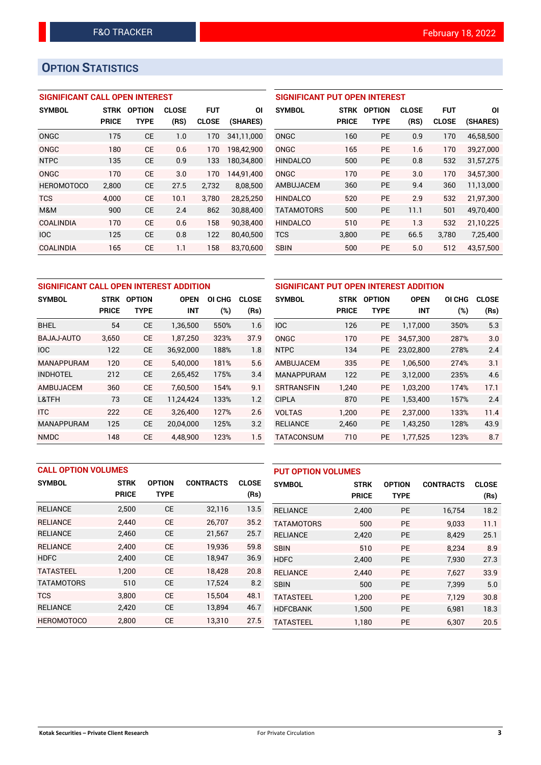# OPTION STATISTICS

### SIGNIFICANT CALL OPEN INTEREST

| SYMBOL | STRK PRICE | OPTION TYPE | CLOSE (RS) | FUT CLOSE | OI (SHARES) |
|---|---|---|---|---|---|
| ONGC | 175 | CE | 1.0 | 170 | 341,11,000 |
| ONGC | 180 | CE | 0.6 | 170 | 198,42,900 |
| NTPC | 135 | CE | 0.9 | 133 | 180,34,800 |
| ONGC | 170 | CE | 3.0 | 170 | 144,91,400 |
| HEROMOTOCO | 2,800 | CE | 27.5 | 2,732 | 8,08,500 |
| TCS | 4,000 | CE | 10.1 | 3,780 | 28,25,250 |
| M&M | 900 | CE | 2.4 | 862 | 30,88,400 |
| COALINDIA | 170 | CE | 0.6 | 158 | 90,38,400 |
| IOC | 125 | CE | 0.8 | 122 | 80,40,500 |
| COALINDIA | 165 | CE | 1.1 | 158 | 83,70,600 |

### SIGNIFICANT PUT OPEN INTEREST

| SYMBOL | STRK PRICE | OPTION TYPE | CLOSE (RS) | FUT CLOSE | OI (SHARES) |
|---|---|---|---|---|---|
| ONGC | 160 | PE | 0.9 | 170 | 46,58,500 |
| ONGC | 165 | PE | 1.6 | 170 | 39,27,000 |
| HINDALCO | 500 | PE | 0.8 | 532 | 31,57,275 |
| ONGC | 170 | PE | 3.0 | 170 | 34,57,300 |
| AMBUJACEM | 360 | PE | 9.4 | 360 | 11,13,000 |
| HINDALCO | 520 | PE | 2.9 | 532 | 21,97,300 |
| TATAMOTORS | 500 | PE | 11.1 | 501 | 49,70,400 |
| HINDALCO | 510 | PE | 1.3 | 532 | 21,10,225 |
| TCS | 3,800 | PE | 66.5 | 3,780 | 7,25,400 |
| SBIN | 500 | PE | 5.0 | 512 | 43,57,500 |

### SIGNIFICANT CALL OPEN INTEREST ADDITION

| SYMBOL | STRK PRICE | OPTION TYPE | OPEN INT | OI CHG (%) | CLOSE (Rs) |
|---|---|---|---|---|---|
| BHEL | 54 | CE | 1,36,500 | 550% | 1.6 |
| BAJAJ-AUTO | 3,650 | CE | 1,87,250 | 323% | 37.9 |
| IOC | 122 | CE | 36,92,000 | 188% | 1.8 |
| MANAPPURAM | 120 | CE | 5,40,000 | 181% | 5.6 |
| INDHOTEL | 212 | CE | 2,65,452 | 175% | 3.4 |
| AMBUJACEM | 360 | CE | 7,60,500 | 154% | 9.1 |
| L&TFH | 73 | CE | 11,24,424 | 133% | 1.2 |
| ITC | 222 | CE | 3,26,400 | 127% | 2.6 |
| MANAPPURAM | 125 | CE | 20,04,000 | 125% | 3.2 |
| NMDC | 148 | CE | 4,48,900 | 123% | 1.5 |

### SIGNIFICANT PUT OPEN INTEREST ADDITION

| SYMBOL | STRK PRICE | OPTION TYPE | OPEN INT | OI CHG (%) | CLOSE (Rs) |
|---|---|---|---|---|---|
| IOC | 126 | PE | 1,17,000 | 350% | 5.3 |
| ONGC | 170 | PE | 34,57,300 | 287% | 3.0 |
| NTPC | 134 | PE | 23,02,800 | 278% | 2.4 |
| AMBUJACEM | 335 | PE | 1,06,500 | 274% | 3.1 |
| MANAPPURAM | 122 | PE | 3,12,000 | 235% | 4.6 |
| SRTRANSFIN | 1,240 | PE | 1,03,200 | 174% | 17.1 |
| CIPLA | 870 | PE | 1,53,400 | 157% | 2.4 |
| VOLTAS | 1,200 | PE | 2,37,000 | 133% | 11.4 |
| RELIANCE | 2,460 | PE | 1,43,250 | 128% | 43.9 |
| TATACONSUM | 710 | PE | 1,77,525 | 123% | 8.7 |

### CALL OPTION VOLUMES

| SYMBOL | STRK PRICE | OPTION TYPE | CONTRACTS | CLOSE (Rs) |
|---|---|---|---|---|
| RELIANCE | 2,500 | CE | 32,116 | 13.5 |
| RELIANCE | 2,440 | CE | 26,707 | 35.2 |
| RELIANCE | 2,460 | CE | 21,567 | 25.7 |
| RELIANCE | 2,400 | CE | 19,936 | 59.8 |
| HDFC | 2,400 | CE | 18,947 | 36.9 |
| TATASTEEL | 1,200 | CE | 18,428 | 20.8 |
| TATAMOTORS | 510 | CE | 17,524 | 8.2 |
| TCS | 3,800 | CE | 15,504 | 48.1 |
| RELIANCE | 2,420 | CE | 13,894 | 46.7 |
| HEROMOTOCO | 2,800 | CE | 13,310 | 27.5 |

### PUT OPTION VOLUMES

| SYMBOL | STRK PRICE | OPTION TYPE | CONTRACTS | CLOSE (Rs) |
|---|---|---|---|---|
| RELIANCE | 2,400 | PE | 16,754 | 18.2 |
| TATAMOTORS | 500 | PE | 9,033 | 11.1 |
| RELIANCE | 2,420 | PE | 8,429 | 25.1 |
| SBIN | 510 | PE | 8,234 | 8.9 |
| HDFC | 2,400 | PE | 7,930 | 27.3 |
| RELIANCE | 2,440 | PE | 7,627 | 33.9 |
| SBIN | 500 | PE | 7,399 | 5.0 |
| TATASTEEL | 1,200 | PE | 7,129 | 30.8 |
| HDFCBANK | 1,500 | PE | 6,981 | 18.3 |
| TATASTEEL | 1,180 | PE | 6,307 | 20.5 |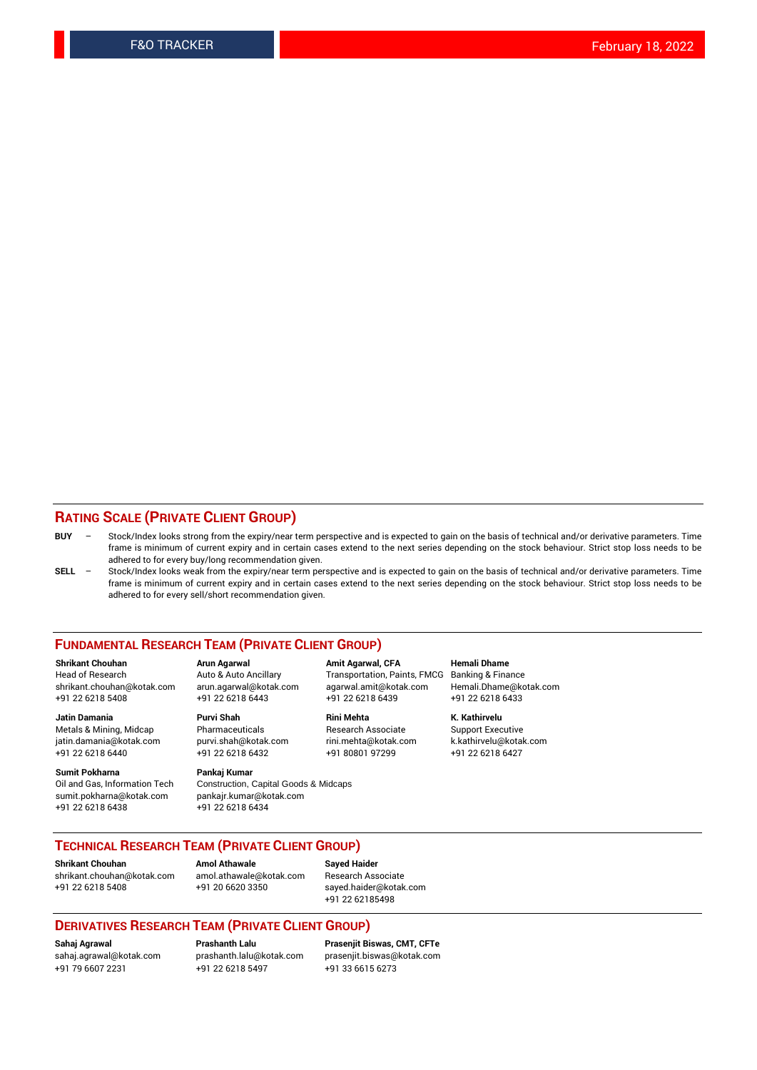## RATING SCALE (PRIVATE CLIENT GROUP)

**BUY** – Stock/Index looks strong from the expiry/near term perspective and is expected to gain on the basis of technical and/or derivative parameters. Time frame is minimum of current expiry and in certain cases extend to the next series depending on the stock behaviour. Strict stop loss needs to be adhered to for every buy/long recommendation given.

**SELL** – Stock/Index looks weak from the expiry/near term perspective and is expected to gain on the basis of technical and/or derivative parameters. Time frame is minimum of current expiry and in certain cases extend to the next series depending on the stock behaviour. Strict stop loss needs to be adhered to for every sell/short recommendation given.

## FUNDAMENTAL RESEARCH TEAM (PRIVATE CLIENT GROUP)

**Shrikant Chouhan**
Head of Research
shrikant.chouhan@kotak.com
+91 22 6218 5408

**Arun Agarwal**
Auto & Auto Ancillary
arun.agarwal@kotak.com
+91 22 6218 6443

**Amit Agarwal, CFA**
Transportation, Paints, FMCG
agarwal.amit@kotak.com
+91 22 6218 6439

**Hemali Dhame**
Banking & Finance
Hemali.Dhame@kotak.com
+91 22 6218 6433

**Jatin Damania**
Metals & Mining, Midcap
jatin.damania@kotak.com
+91 22 6218 6440

**Purvi Shah**
Pharmaceuticals
purvi.shah@kotak.com
+91 22 6218 6432

**Rini Mehta**
Research Associate
rini.mehta@kotak.com
+91 80801 97299

**K. Kathirvelu**
Support Executive
k.kathirvelu@kotak.com
+91 22 6218 6427

**Sumit Pokharna**
Oil and Gas, Information Tech
sumit.pokharna@kotak.com
+91 22 6218 6438

**Pankaj Kumar**
Construction, Capital Goods & Midcaps
pankajr.kumar@kotak.com
+91 22 6218 6434

## TECHNICAL RESEARCH TEAM (PRIVATE CLIENT GROUP)

**Shrikant Chouhan**
shrikant.chouhan@kotak.com
+91 22 6218 5408

**Amol Athawale**
amol.athawale@kotak.com
+91 20 6620 3350

**Sayed Haider**
Research Associate
sayed.haider@kotak.com
+91 22 62185498

## DERIVATIVES RESEARCH TEAM (PRIVATE CLIENT GROUP)

**Sahaj Agrawal**
sahaj.agrawal@kotak.com
+91 79 6607 2231

**Prashanth Lalu**
prashanth.lalu@kotak.com
+91 22 6218 5497

**Prasenjit Biswas, CMT, CFTe**
prasenjit.biswas@kotak.com
+91 33 6615 6273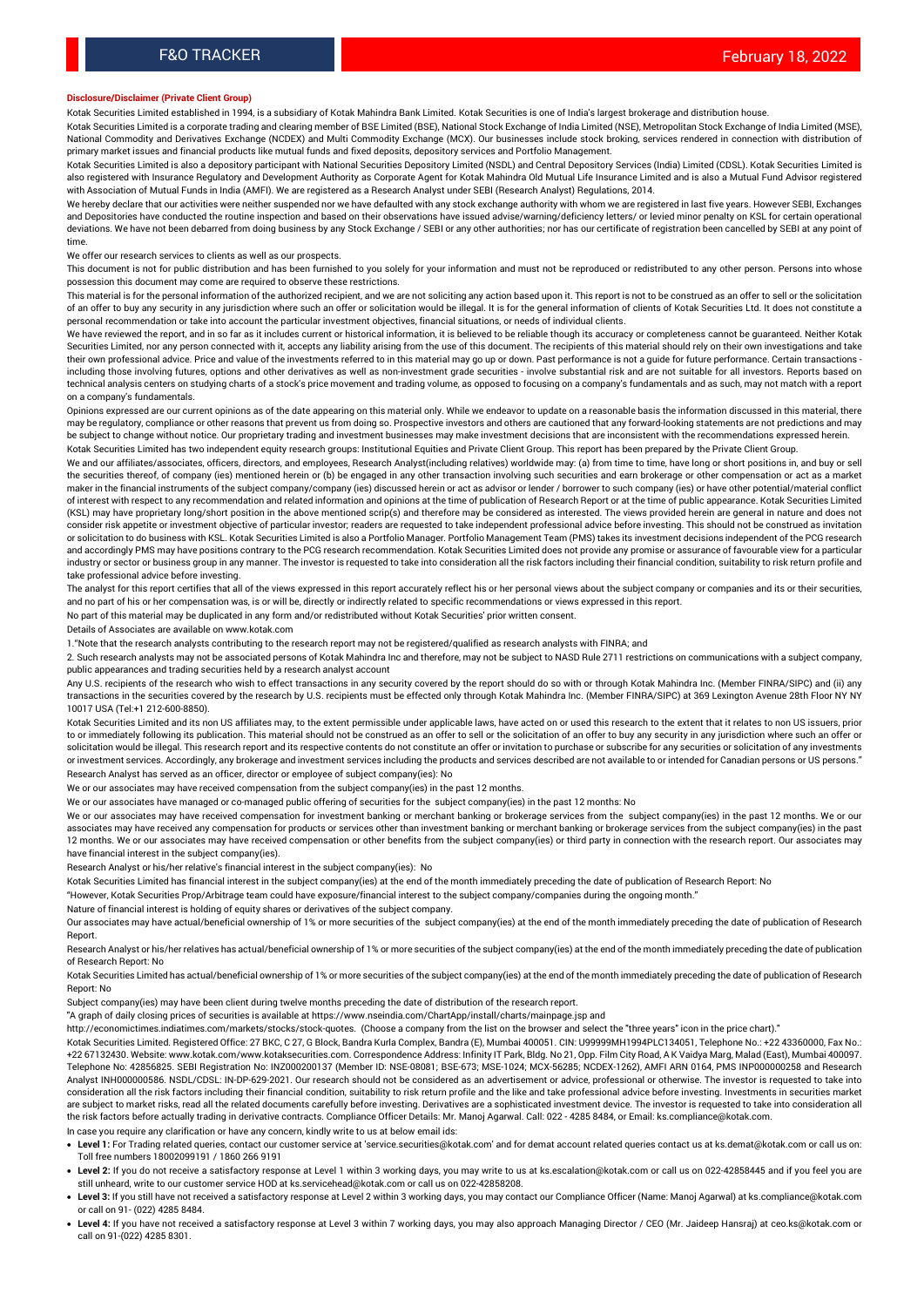**Disclosure/Disclaimer (Private Client Group)**

Kotak Securities Limited established in 1994, is a subsidiary of Kotak Mahindra Bank Limited. Kotak Securities is one of India's largest brokerage and distribution house.

Kotak Securities Limited is a corporate trading and clearing member of BSE Limited (BSE), National Stock Exchange of India Limited (NSE), Metropolitan Stock Exchange of India Limited (MSE), National Commodity and Derivatives Exchange (NCDEX) and Multi Commodity Exchange (MCX). Our businesses include stock broking, services rendered in connection with distribution of primary market issues and financial products like mutual funds and fixed deposits, depository services and Portfolio Management.

Kotak Securities Limited is also a depository participant with National Securities Depository Limited (NSDL) and Central Depository Services (India) Limited (CDSL). Kotak Securities Limited is also registered with Insurance Regulatory and Development Authority as Corporate Agent for Kotak Mahindra Old Mutual Life Insurance Limited and is also a Mutual Fund Advisor registered with Association of Mutual Funds in India (AMFI). We are registered as a Research Analyst under SEBI (Research Analyst) Regulations, 2014.

We hereby declare that our activities were neither suspended nor we have defaulted with any stock exchange authority with whom we are registered in last five years. However SEBI, Exchanges and Depositories have conducted the routine inspection and based on their observations have issued advise/warning/deficiency letters/ or levied minor penalty on KSL for certain operational deviations. We have not been debarred from doing business by any Stock Exchange / SEBI or any other authorities; nor has our certificate of registration been cancelled by SEBI at any point of time.

We offer our research services to clients as well as our prospects.

This document is not for public distribution and has been furnished to you solely for your information and must not be reproduced or redistributed to any other person. Persons into whose possession this document may come are required to observe these restrictions.

This material is for the personal information of the authorized recipient, and we are not soliciting any action based upon it. This report is not to be construed as an offer to sell or the solicitation of an offer to buy any security in any jurisdiction where such an offer or solicitation would be illegal. It is for the general information of clients of Kotak Securities Ltd. It does not constitute a personal recommendation or take into account the particular investment objectives, financial situations, or needs of individual clients.

We have reviewed the report, and in so far as it includes current or historical information, it is believed to be reliable though its accuracy or completeness cannot be guaranteed. Neither Kotak Securities Limited, nor any person connected with it, accepts any liability arising from the use of this document. The recipients of this material should rely on their own investigations and take their own professional advice. Price and value of the investments referred to in this material may go up or down. Past performance is not a guide for future performance. Certain transactions - including those involving futures, options and other derivatives as well as non-investment grade securities - involve substantial risk and are not suitable for all investors. Reports based on technical analysis centers on studying charts of a stock's price movement and trading volume, as opposed to focusing on a company's fundamentals and as such, may not match with a report on a company's fundamentals.

Opinions expressed are our current opinions as of the date appearing on this material only. While we endeavor to update on a reasonable basis the information discussed in this material, there may be regulatory, compliance or other reasons that prevent us from doing so. Prospective investors and others are cautioned that any forward-looking statements are not predictions and may be subject to change without notice. Our proprietary trading and investment businesses may make investment decisions that are inconsistent with the recommendations expressed herein.

Kotak Securities Limited has two independent equity research groups: Institutional Equities and Private Client Group. This report has been prepared by the Private Client Group.

We and our affiliates/associates, officers, directors, and employees, Research Analyst(including relatives) worldwide may: (a) from time to time, have long or short positions in, and buy or sell the securities thereof, of company (ies) mentioned herein or (b) be engaged in any other transaction involving such securities and earn brokerage or other compensation or act as a market maker in the financial instruments of the subject company/company (ies) discussed herein or act as advisor or lender / borrower to such company (ies) or have other potential/material conflict of interest with respect to any recommendation and related information and opinions at the time of publication of Research Report or at the time of public appearance. Kotak Securities Limited (KSL) may have proprietary long/short position in the above mentioned scrip(s) and therefore may be considered as interested. The views provided herein are general in nature and does not consider risk appetite or investment objective of particular investor; readers are requested to take independent professional advice before investing. This should not be construed as invitation or solicitation to do business with KSL. Kotak Securities Limited is also a Portfolio Manager. Portfolio Management Team (PMS) takes its investment decisions independent of the PCG research and accordingly PMS may have positions contrary to the PCG research recommendation. Kotak Securities Limited does not provide any promise or assurance of favourable view for a particular industry or sector or business group in any manner. The investor is requested to take into consideration all the risk factors including their financial condition, suitability to risk return profile and take professional advice before investing.

The analyst for this report certifies that all of the views expressed in this report accurately reflect his or her personal views about the subject company or companies and its or their securities, and no part of his or her compensation was, is or will be, directly or indirectly related to specific recommendations or views expressed in this report.

No part of this material may be duplicated in any form and/or redistributed without Kotak Securities' prior written consent.

Details of Associates are available on www.kotak.com

1."Note that the research analysts contributing to the research report may not be registered/qualified as research analysts with FINRA; and

2. Such research analysts may not be associated persons of Kotak Mahindra Inc and therefore, may not be subject to NASD Rule 2711 restrictions on communications with a subject company, public appearances and trading securities held by a research analyst account

Any U.S. recipients of the research who wish to effect transactions in any security covered by the report should do so with or through Kotak Mahindra Inc. (Member FINRA/SIPC) and (ii) any transactions in the securities covered by the research by U.S. recipients must be effected only through Kotak Mahindra Inc. (Member FINRA/SIPC) at 369 Lexington Avenue 28th Floor NY NY 10017 USA (Tel:+1 212-600-8850).

Kotak Securities Limited and its non US affiliates may, to the extent permissible under applicable laws, have acted on or used this research to the extent that it relates to non US issuers, prior to or immediately following its publication. This material should not be construed as an offer to sell or the solicitation of an offer to buy any security in any jurisdiction where such an offer or solicitation would be illegal. This research report and its respective contents do not constitute an offer or invitation to purchase or subscribe for any securities or solicitation of any investments or investment services. Accordingly, any brokerage and investment services including the products and services described are not available to or intended for Canadian persons or US persons."

Research Analyst has served as an officer, director or employee of subject company(ies): No

We or our associates may have received compensation from the subject company(ies) in the past 12 months.

We or our associates have managed or co-managed public offering of securities for the subject company(ies) in the past 12 months: No

We or our associates may have received compensation for investment banking or merchant banking or brokerage services from the subject company(ies) in the past 12 months. We or our associates may have received any compensation for products or services other than investment banking or merchant banking or brokerage services from the subject company(ies) in the past 12 months. We or our associates may have received compensation or other benefits from the subject company(ies) or third party in connection with the research report. Our associates may have financial interest in the subject company(ies).

Research Analyst or his/her relative's financial interest in the subject company(ies): No

Kotak Securities Limited has financial interest in the subject company(ies) at the end of the month immediately preceding the date of publication of Research Report: No

"However, Kotak Securities Prop/Arbitrage team could have exposure/financial interest to the subject company/companies during the ongoing month."

Nature of financial interest is holding of equity shares or derivatives of the subject company.

Our associates may have actual/beneficial ownership of 1% or more securities of the subject company(ies) at the end of the month immediately preceding the date of publication of Research Report.

Research Analyst or his/her relatives has actual/beneficial ownership of 1% or more securities of the subject company(ies) at the end of the month immediately preceding the date of publication of Research Report: No

Kotak Securities Limited has actual/beneficial ownership of 1% or more securities of the subject company(ies) at the end of the month immediately preceding the date of publication of Research Report: No

Subject company(ies) may have been client during twelve months preceding the date of distribution of the research report.

"A graph of daily closing prices of securities is available at https://www.nseindia.com/ChartApp/install/charts/mainpage.jsp and

http://economictimes.indiatimes.com/markets/stocks/stock-quotes. (Choose a company from the list on the browser and select the "three years" icon in the price chart)."

Kotak Securities Limited. Registered Office: 27 BKC, C 27, G Block, Bandra Kurla Complex, Bandra (E), Mumbai 400051. CIN: U99999MH1994PLC134051, Telephone No.: +22 43360000, Fax No.: +22 67132430. Website: www.kotak.com/www.kotaksecurities.com. Correspondence Address: Infinity IT Park, Bldg. No 21, Opp. Film City Road, A K Vaidya Marg, Malad (East), Mumbai 400097. Telephone No: 42856825. SEBI Registration No: INZ000200137 (Member ID: NSE-08081; BSE-673; MSE-1024; MCX-56285; NCDEX-1262), AMFI ARN 0164, PMS INP000000258 and Research Analyst INH000000586. NSDL/CDSL: IN-DP-629-2021. Our research should not be considered as an advertisement or advice, professional or otherwise. The investor is requested to take into consideration all the risk factors including their financial condition, suitability to risk return profile and the like and take professional advice before investing. Investments in securities market are subject to market risks, read all the related documents carefully before investing. Derivatives are a sophisticated investment device. The investor is requested to take into consideration all the risk factors before actually trading in derivative contracts. Compliance Officer Details: Mr. Manoj Agarwal. Call: 022 - 4285 8484, or Email: ks.compliance@kotak.com.

In case you require any clarification or have any concern, kindly write to us at below email ids:

- **Level 1:** For Trading related queries, contact our customer service at 'service.securities@kotak.com' and for demat account related queries contact us at ks.demat@kotak.com or call us on: Toll free numbers 18002099191 / 1860 266 9191
- **Level 2:** If you do not receive a satisfactory response at Level 1 within 3 working days, you may write to us at ks.escalation@kotak.com or call us on 022-42858445 and if you feel you are still unheard, write to our customer service HOD at ks.servicehead@kotak.com or call us on 022-42858208.
- **Level 3:** If you still have not received a satisfactory response at Level 2 within 3 working days, you may contact our Compliance Officer (Name: Manoj Agarwal) at ks.compliance@kotak.com or call on 91- (022) 4285 8484.
- **Level 4:** If you have not received a satisfactory response at Level 3 within 7 working days, you may also approach Managing Director / CEO (Mr. Jaideep Hansraj) at ceo.ks@kotak.com or call on 91-(022) 4285 8301.